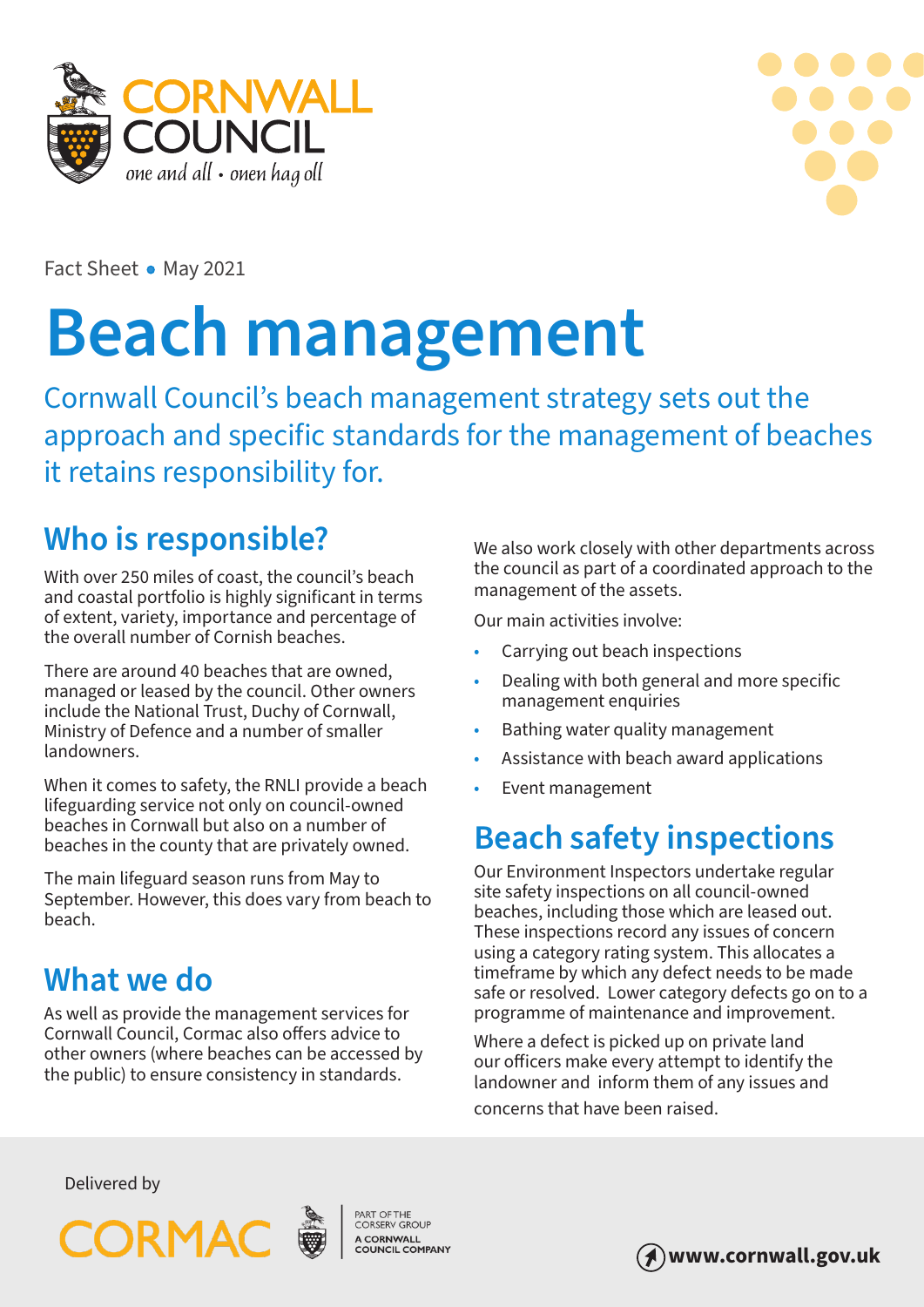Fact Sheet • May 2021

# Beach management

Cornwall Council's beach management strategy sets out the approach and specific standards for the management of beaches it retains responsibility for.

## Who is responsible?

With over 250 miles of coast, the council's beach and coastal portfolio is highly significant in terms of extent, variety, importance and percentage of the overall number of Cornish beaches.

There are around 40 beaches that are owned, managed or leased by the council. Other owners include the National Trust, Duchy of Cornwall, Ministry of Defence and a number of smaller landowners.

When it comes to safety, the RNLI provide a beach lifeguarding service not only on council-owned beaches in Cornwall but also on a number of beaches in the county that are privately owned.

The main lifeguard season runs from May to September. However, this does vary from beach to beach.

## What we do

As well as provide the management services for Cornwall Council, Cormac also offers advice to other owners (where beaches can be accessed by the public) to ensure consistency in standards.

We also work closely with other departments across the council as part of a coordinated approach to the management of the assets.

Our main activities involve:

- Carrying out beach inspections
- Dealing with both general and more specific management enquiries
- Bathing water quality management
- Assistance with beach award applications
- Event management

## Beach safety inspections

Our Environment Inspectors undertake regular site safety inspections on all council-owned beaches, including those which are leased out. These inspections record any issues of concern using a category rating system. This allocates a timeframe by which any defect needs to be made safe or resolved. Lower category defects go on to a programme of maintenance and improvement.

Where a defect is picked up on private land our officers make every attempt to identify the landowner and inform them of any issues and concerns that have been raised.

Delivered by

CORMAC

PART OF THE CORSERV GROUP

A CORNWALL COUNCIL COMPANY

www.cornwall.gov.uk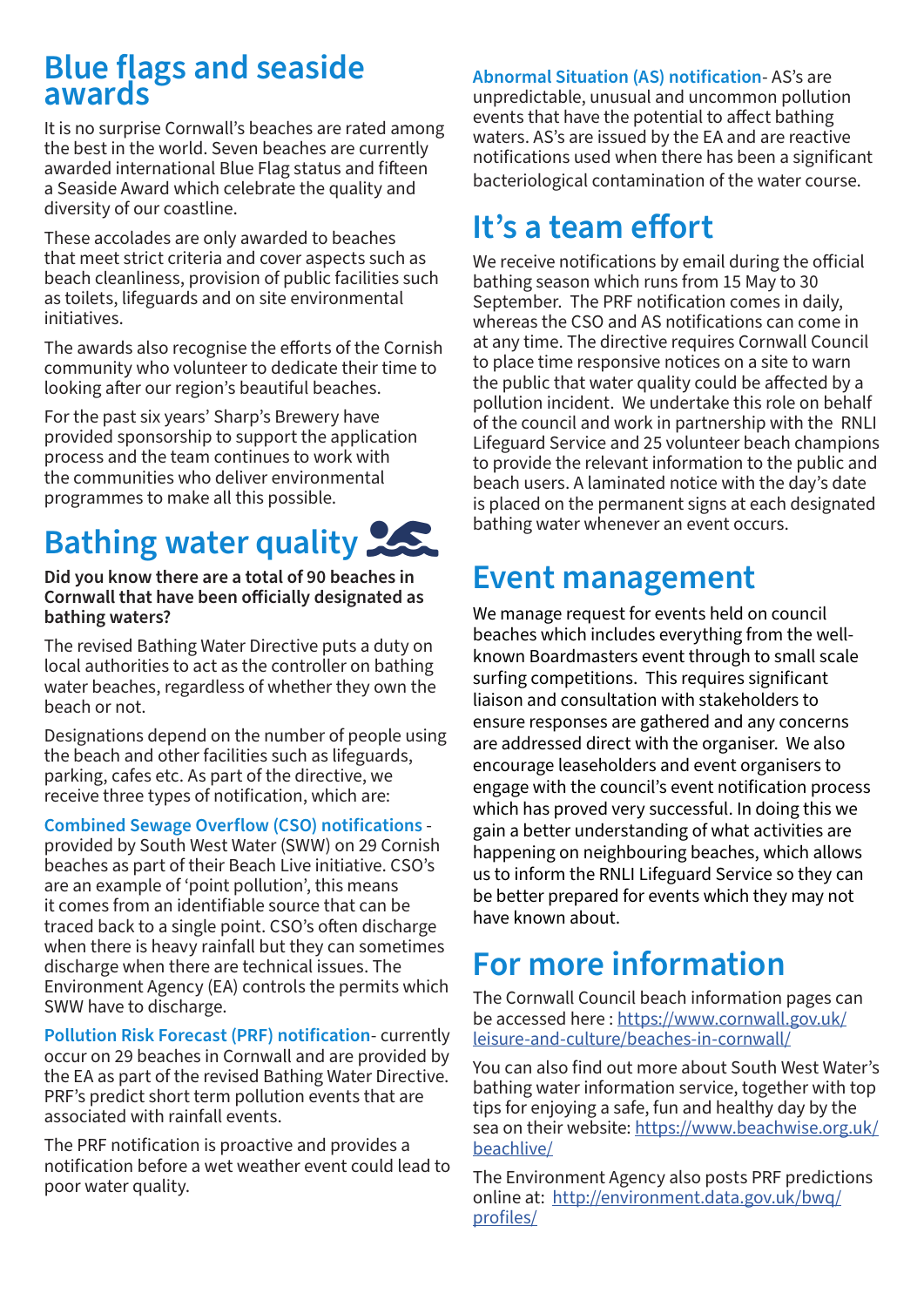## Blue flags and seaside awards

It is no surprise Cornwall's beaches are rated among the best in the world. Seven beaches are currently awarded international Blue Flag status and fifteen a Seaside Award which celebrate the quality and diversity of our coastline.

These accolades are only awarded to beaches that meet strict criteria and cover aspects such as beach cleanliness, provision of public facilities such as toilets, lifeguards and on site environmental initiatives.

The awards also recognise the efforts of the Cornish community who volunteer to dedicate their time to looking after our region's beautiful beaches.

For the past six years' Sharp's Brewery have provided sponsorship to support the application process and the team continues to work with the communities who deliver environmental programmes to make all this possible.

## Bathing water quality

**Did you know there are a total of 90 beaches in Cornwall that have been officially designated as bathing waters?**

The revised Bathing Water Directive puts a duty on local authorities to act as the controller on bathing water beaches, regardless of whether they own the beach or not.

Designations depend on the number of people using the beach and other facilities such as lifeguards, parking, cafes etc. As part of the directive, we receive three types of notification, which are:

**Combined Sewage Overflow (CSO) notifications** - provided by South West Water (SWW) on 29 Cornish beaches as part of their Beach Live initiative. CSO's are an example of 'point pollution', this means it comes from an identifiable source that can be traced back to a single point. CSO's often discharge when there is heavy rainfall but they can sometimes discharge when there are technical issues. The Environment Agency (EA) controls the permits which SWW have to discharge.

**Pollution Risk Forecast (PRF) notification**- currently occur on 29 beaches in Cornwall and are provided by the EA as part of the revised Bathing Water Directive. PRF's predict short term pollution events that are associated with rainfall events.

The PRF notification is proactive and provides a notification before a wet weather event could lead to poor water quality.

**Abnormal Situation (AS) notification**- AS's are unpredictable, unusual and uncommon pollution events that have the potential to affect bathing waters. AS's are issued by the EA and are reactive notifications used when there has been a significant bacteriological contamination of the water course.

## It's a team effort

We receive notifications by email during the official bathing season which runs from 15 May to 30 September. The PRF notification comes in daily, whereas the CSO and AS notifications can come in at any time. The directive requires Cornwall Council to place time responsive notices on a site to warn the public that water quality could be affected by a pollution incident. We undertake this role on behalf of the council and work in partnership with the RNLI Lifeguard Service and 25 volunteer beach champions to provide the relevant information to the public and beach users. A laminated notice with the day's date is placed on the permanent signs at each designated bathing water whenever an event occurs.

## Event management

We manage request for events held on council beaches which includes everything from the well-known Boardmasters event through to small scale surfing competitions. This requires significant liaison and consultation with stakeholders to ensure responses are gathered and any concerns are addressed direct with the organiser. We also encourage leaseholders and event organisers to engage with the council's event notification process which has proved very successful. In doing this we gain a better understanding of what activities are happening on neighbouring beaches, which allows us to inform the RNLI Lifeguard Service so they can be better prepared for events which they may not have known about.

## For more information

The Cornwall Council beach information pages can be accessed here : https://www.cornwall.gov.uk/leisure-and-culture/beaches-in-cornwall/

You can also find out more about South West Water's bathing water information service, together with top tips for enjoying a safe, fun and healthy day by the sea on their website: https://www.beachwise.org.uk/beachlive/

The Environment Agency also posts PRF predictions online at: http://environment.data.gov.uk/bwq/profiles/